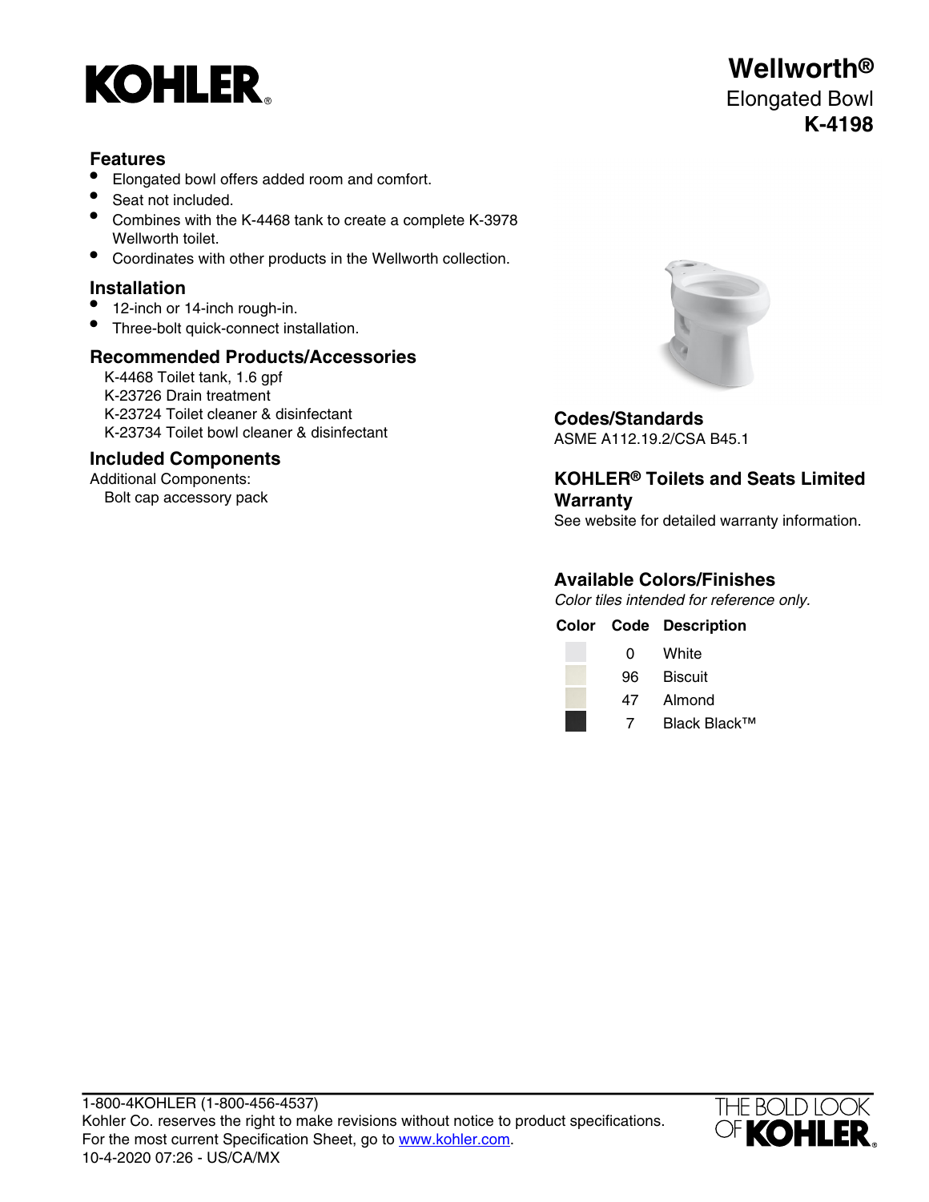# Wellworth®

Elongated Bowl

**K-4198**

## Features

- Elongated bowl offers added room and comfort.
- Seat not included.
- Combines with the K-4468 tank to create a complete K-3978 Wellworth toilet.
- Coordinates with other products in the Wellworth collection.

## Installation

- 12-inch or 14-inch rough-in.
- Three-bolt quick-connect installation.

## Recommended Products/Accessories

K-4468 Toilet tank, 1.6 gpf
K-23726 Drain treatment
K-23724 Toilet cleaner & disinfectant
K-23734 Toilet bowl cleaner & disinfectant

## Included Components

Additional Components:
Bolt cap accessory pack

## Codes/Standards

ASME A112.19.2/CSA B45.1

## KOHLER® Toilets and Seats Limited Warranty

See website for detailed warranty information.

## Available Colors/Finishes

*Color tiles intended for reference only.*

| Color | Code | Description |
| --- | --- | --- |
| | 0 | White |
| | 96 | Biscuit |
| | 47 | Almond |
| | 7 | Black Black™ |

1-800-4KOHLER (1-800-456-4537)
Kohler Co. reserves the right to make revisions without notice to product specifications.
For the most current Specification Sheet, go to www.kohler.com.
10-4-2020 07:26 - US/CA/MX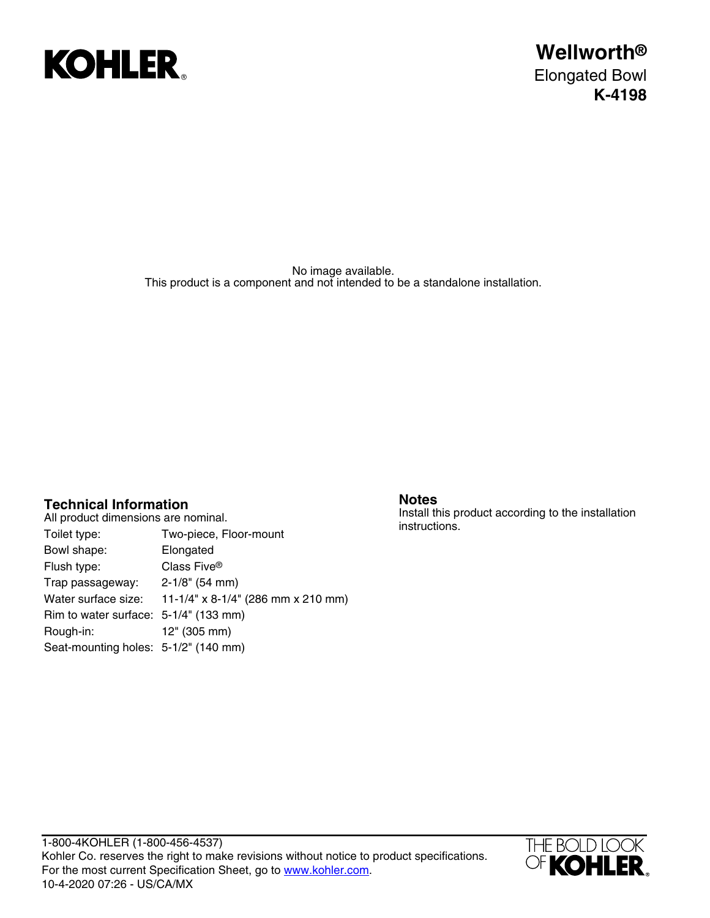# Wellworth®

Elongated Bowl

**K-4198**

No image available.
This product is a component and not intended to be a standalone installation.

## Technical Information

All product dimensions are nominal.

| | |
|---|---|
| Toilet type: | Two-piece, Floor-mount |
| Bowl shape: | Elongated |
| Flush type: | Class Five® |
| Trap passageway: | 2-1/8" (54 mm) |
| Water surface size: | 11-1/4" x 8-1/4" (286 mm x 210 mm) |
| Rim to water surface: | 5-1/4" (133 mm) |
| Rough-in: | 12" (305 mm) |
| Seat-mounting holes: | 5-1/2" (140 mm) |

## Notes

Install this product according to the installation instructions.

1-800-4KOHLER (1-800-456-4537)
Kohler Co. reserves the right to make revisions without notice to product specifications.
For the most current Specification Sheet, go to www.kohler.com.
10-4-2020 07:26 - US/CA/MX